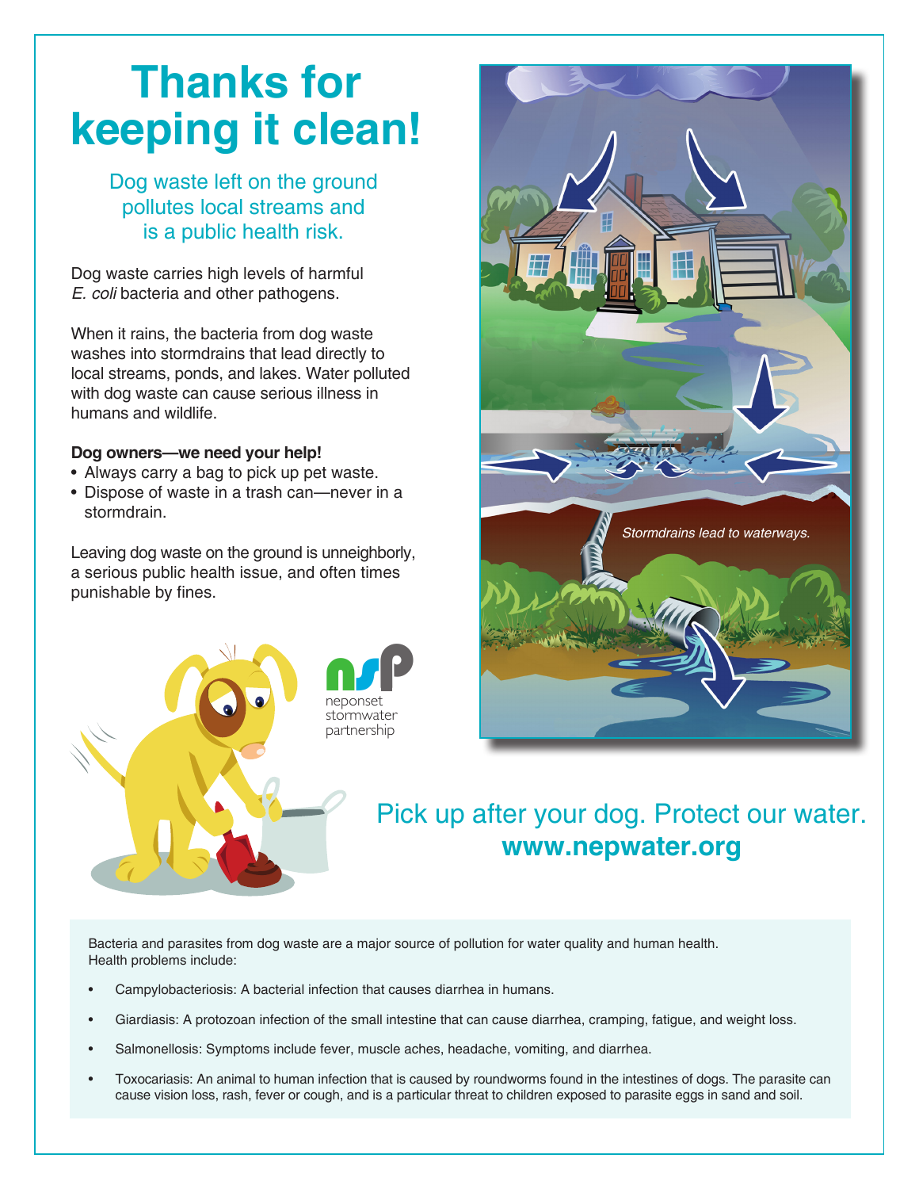# Thanks for keeping it clean!

## Dog waste left on the ground pollutes local streams and is a public health risk.

Dog waste carries high levels of harmful *E. coli* bacteria and other pathogens.

When it rains, the bacteria from dog waste washes into stormdrains that lead directly to local streams, ponds, and lakes. Water polluted with dog waste can cause serious illness in humans and wildlife.

**Dog owners—we need your help!**

- Always carry a bag to pick up pet waste.
- Dispose of waste in a trash can—never in a stormdrain.

Leaving dog waste on the ground is unneighborly, a serious public health issue, and often times punishable by fines.

*Stormdrains lead to waterways.*

neponset stormwater partnership

## Pick up after your dog. Protect our water.

**www.nepwater.org**

Bacteria and parasites from dog waste are a major source of pollution for water quality and human health. Health problems include:

- Campylobacteriosis: A bacterial infection that causes diarrhea in humans.
- Giardiasis: A protozoan infection of the small intestine that can cause diarrhea, cramping, fatigue, and weight loss.
- Salmonellosis: Symptoms include fever, muscle aches, headache, vomiting, and diarrhea.
- Toxocariasis: An animal to human infection that is caused by roundworms found in the intestines of dogs. The parasite can cause vision loss, rash, fever or cough, and is a particular threat to children exposed to parasite eggs in sand and soil.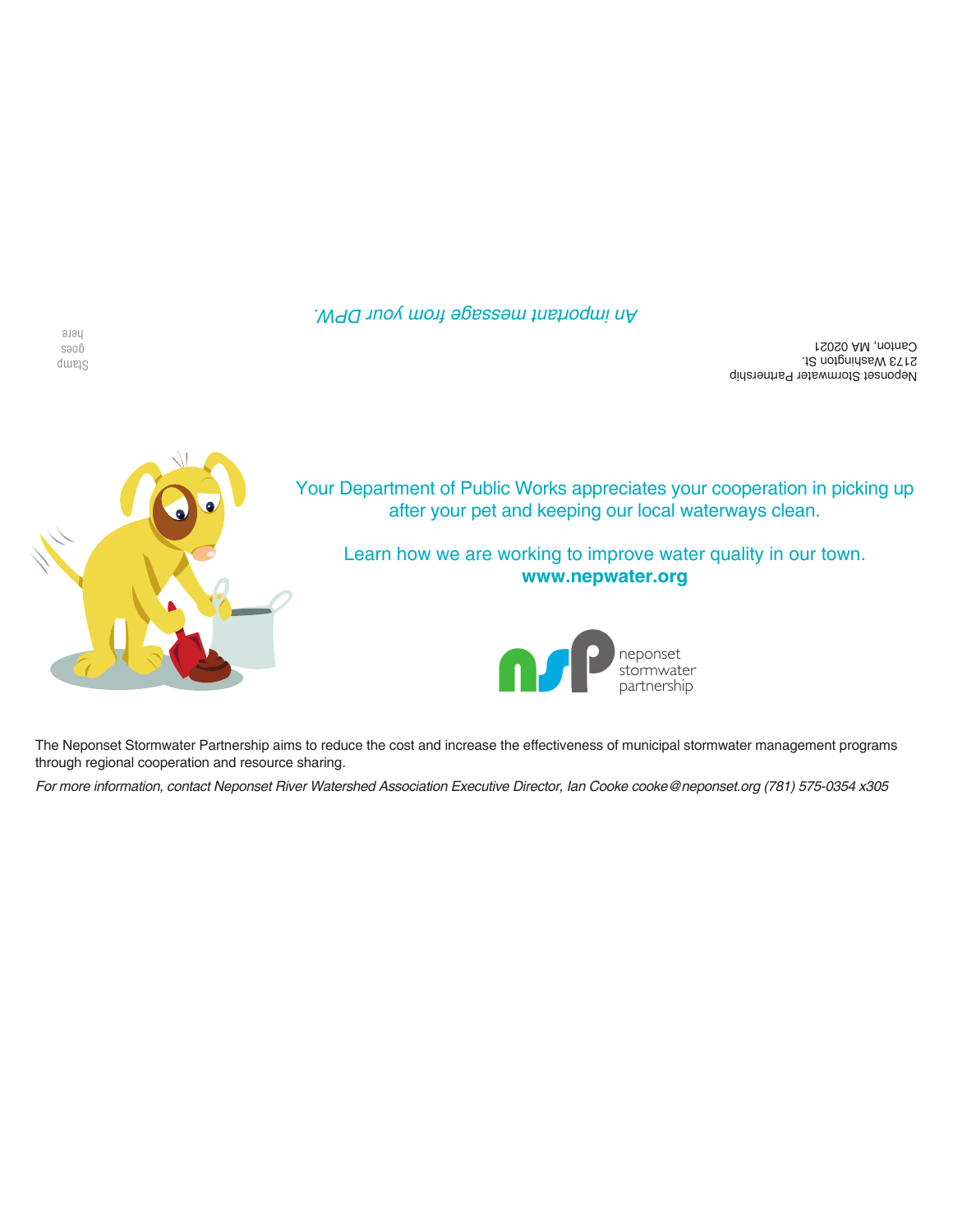Neponset Stormwater Partnership
2173 Washington St.
Canton, MA 02021

*An important message from your DPW.*

Stamp
goes
here

Your Department of Public Works appreciates your cooperation in picking up after your pet and keeping our local waterways clean.

Learn how we are working to improve water quality in our town.
**www.nepwater.org**

neponset
stormwater
partnership

The Neponset Stormwater Partnership aims to reduce the cost and increase the effectiveness of municipal stormwater management programs through regional cooperation and resource sharing.

*For more information, contact Neponset River Watershed Association Executive Director, Ian Cooke cooke@neponset.org (781) 575-0354 x305*